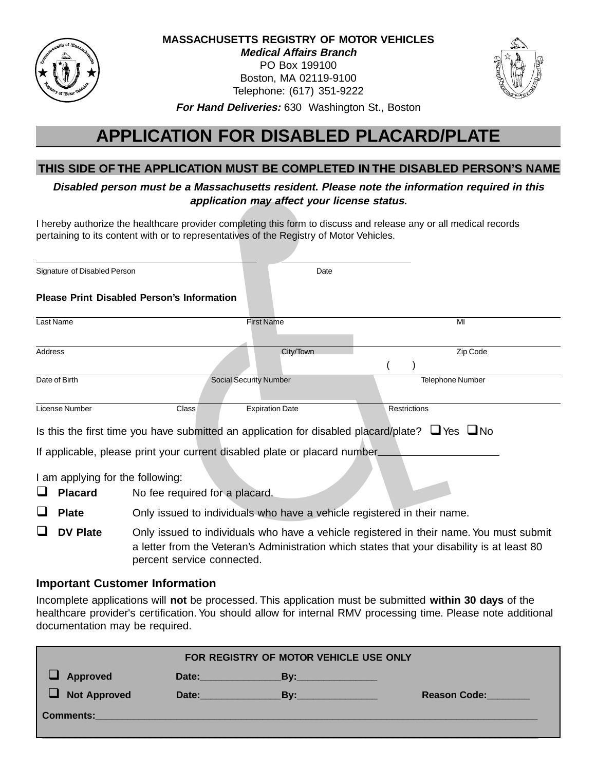**MASSACHUSETTS REGISTRY OF MOTOR VEHICLES**
***Medical Affairs Branch***
PO Box 199100
Boston, MA 02119-9100
Telephone: (617) 351-9222

***For Hand Deliveries:*** 630 Washington St., Boston

# APPLICATION FOR DISABLED PLACARD/PLATE

## THIS SIDE OF THE APPLICATION MUST BE COMPLETED IN THE DISABLED PERSON'S NAME

***Disabled person must be a Massachusetts resident. Please note the information required in this application may affect your license status.***

I hereby authorize the healthcare provider completing this form to discuss and release any or all medical records pertaining to its content with or to representatives of the Registry of Motor Vehicles.

\_\_\_\_\_\_\_\_\_\_\_\_\_\_\_\_\_\_\_\_\_\_\_\_\_\_\_\_\_\_\_\_\_\_\_\_ \_\_\_\_\_\_\_\_\_\_\_\_\_\_\_\_\_\_\_\_
Signature of Disabled Person Date

**Please Print Disabled Person's Information**

| Last Name | First Name | MI |
|---|---|---|
| | | |

| Address | City/Town | Zip Code |
|---|---|---|
| | | |

| Date of Birth | Social Security Number | Telephone Number |
|---|---|---|
| | | ( ) |

| License Number | Class | Expiration Date | Restrictions |
|---|---|---|---|
| | | | |

Is this the first time you have submitted an application for disabled placard/plate? ☐ Yes ☐ No

If applicable, please print your current disabled plate or placard number\_\_\_\_\_\_\_\_\_\_\_\_\_\_\_\_\_\_\_\_

I am applying for the following:

- ☐ **Placard** No fee required for a placard.
- ☐ **Plate** Only issued to individuals who have a vehicle registered in their name.
- ☐ **DV Plate** Only issued to individuals who have a vehicle registered in their name. You must submit a letter from the Veteran's Administration which states that your disability is at least 80 percent service connected.

### Important Customer Information

Incomplete applications will **not** be processed. This application must be submitted **within 30 days** of the healthcare provider's certification. You should allow for internal RMV processing time. Please note additional documentation may be required.

**FOR REGISTRY OF MOTOR VEHICLE USE ONLY**

☐ **Approved** **Date:**\_\_\_\_\_\_\_\_\_\_\_\_\_\_\_**By:**\_\_\_\_\_\_\_\_\_\_\_\_\_\_\_

☐ **Not Approved** **Date:**\_\_\_\_\_\_\_\_\_\_\_\_\_\_\_**By:**\_\_\_\_\_\_\_\_\_\_\_\_\_\_\_ **Reason Code:**\_\_\_\_\_\_\_\_

**Comments:**\_\_\_\_\_\_\_\_\_\_\_\_\_\_\_\_\_\_\_\_\_\_\_\_\_\_\_\_\_\_\_\_\_\_\_\_\_\_\_\_\_\_\_\_\_\_\_\_\_\_\_\_\_\_\_\_\_\_\_\_\_\_\_\_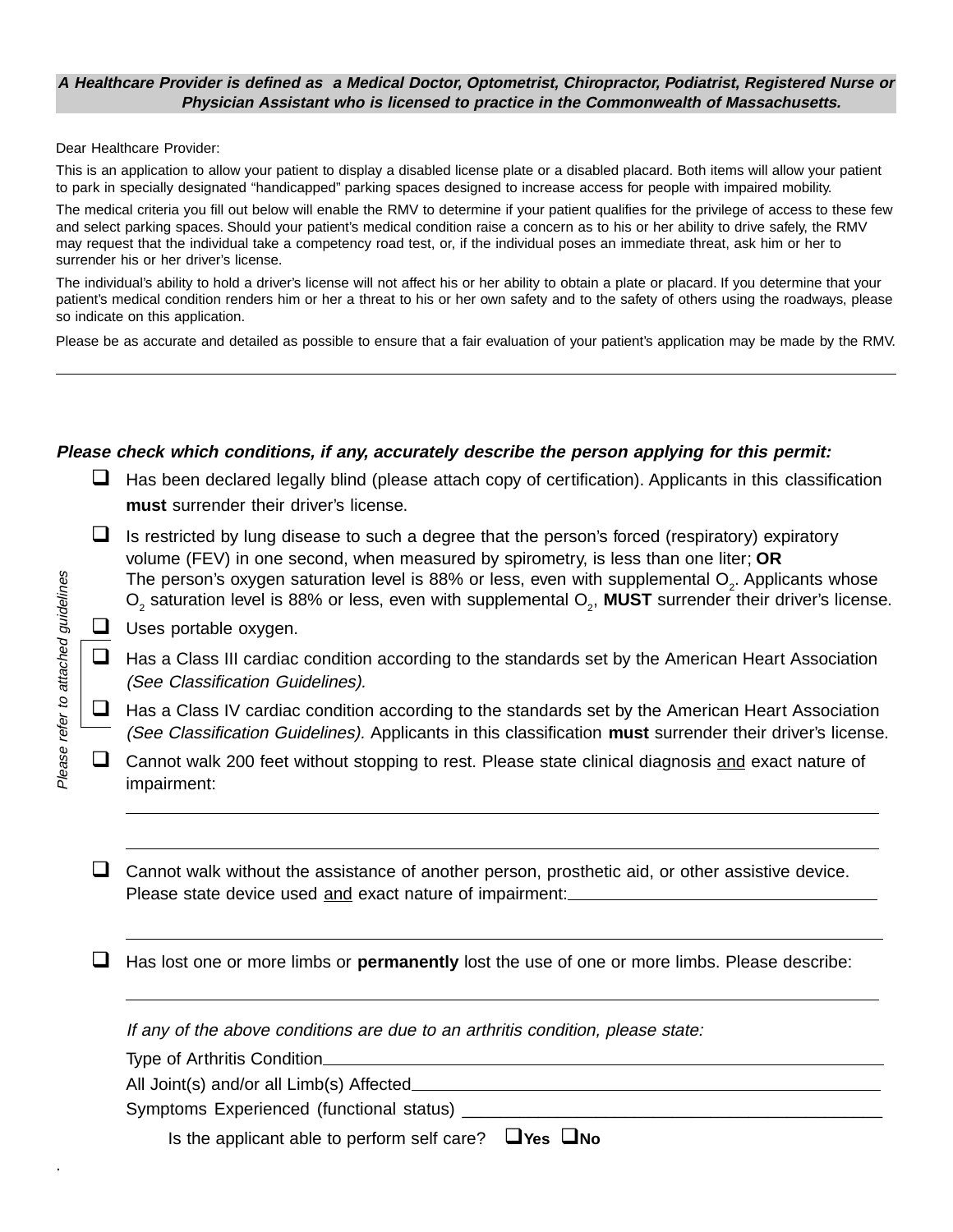***A Healthcare Provider is defined as a Medical Doctor, Optometrist, Chiropractor, Podiatrist, Registered Nurse or Physician Assistant who is licensed to practice in the Commonwealth of Massachusetts.***

Dear Healthcare Provider:

This is an application to allow your patient to display a disabled license plate or a disabled placard. Both items will allow your patient to park in specially designated "handicapped" parking spaces designed to increase access for people with impaired mobility.

The medical criteria you fill out below will enable the RMV to determine if your patient qualifies for the privilege of access to these few and select parking spaces. Should your patient's medical condition raise a concern as to his or her ability to drive safely, the RMV may request that the individual take a competency road test, or, if the individual poses an immediate threat, ask him or her to surrender his or her driver's license.

The individual's ability to hold a driver's license will not affect his or her ability to obtain a plate or placard. If you determine that your patient's medical condition renders him or her a threat to his or her own safety and to the safety of others using the roadways, please so indicate on this application.

Please be as accurate and detailed as possible to ensure that a fair evaluation of your patient's application may be made by the RMV.

---

***Please check which conditions, if any, accurately describe the person applying for this permit:***

*Please refer to attached guidelines*

- ❑ Has been declared legally blind (please attach copy of certification). Applicants in this classification **must** surrender their driver's license.
- ❑ Is restricted by lung disease to such a degree that the person's forced (respiratory) expiratory volume (FEV) in one second, when measured by spirometry, is less than one liter; **OR** The person's oxygen saturation level is 88% or less, even with supplemental $O_2$. Applicants whose $O_2$ saturation level is 88% or less, even with supplemental $O_2$, **MUST** surrender their driver's license.
- ❑ Uses portable oxygen.
- ❑ Has a Class III cardiac condition according to the standards set by the American Heart Association *(See Classification Guidelines)*.
- ❑ Has a Class IV cardiac condition according to the standards set by the American Heart Association *(See Classification Guidelines).* Applicants in this classification **must** surrender their driver's license.
- ❑ Cannot walk 200 feet without stopping to rest. Please state clinical diagnosis and exact nature of impairment:

  ______________________________________________

  ______________________________________________

- ❑ Cannot walk without the assistance of another person, prosthetic aid, or other assistive device. Please state device used and exact nature of impairment: ______________________________

  ______________________________________________

- ❑ Has lost one or more limbs or **permanently** lost the use of one or more limbs. Please describe:

  ______________________________________________

*If any of the above conditions are due to an arthritis condition, please state:*

Type of Arthritis Condition ______________________________

All Joint(s) and/or all Limb(s) Affected ______________________________

Symptoms Experienced (functional status) ______________________________

Is the applicant able to perform self care? ❑**Yes** ❑**No**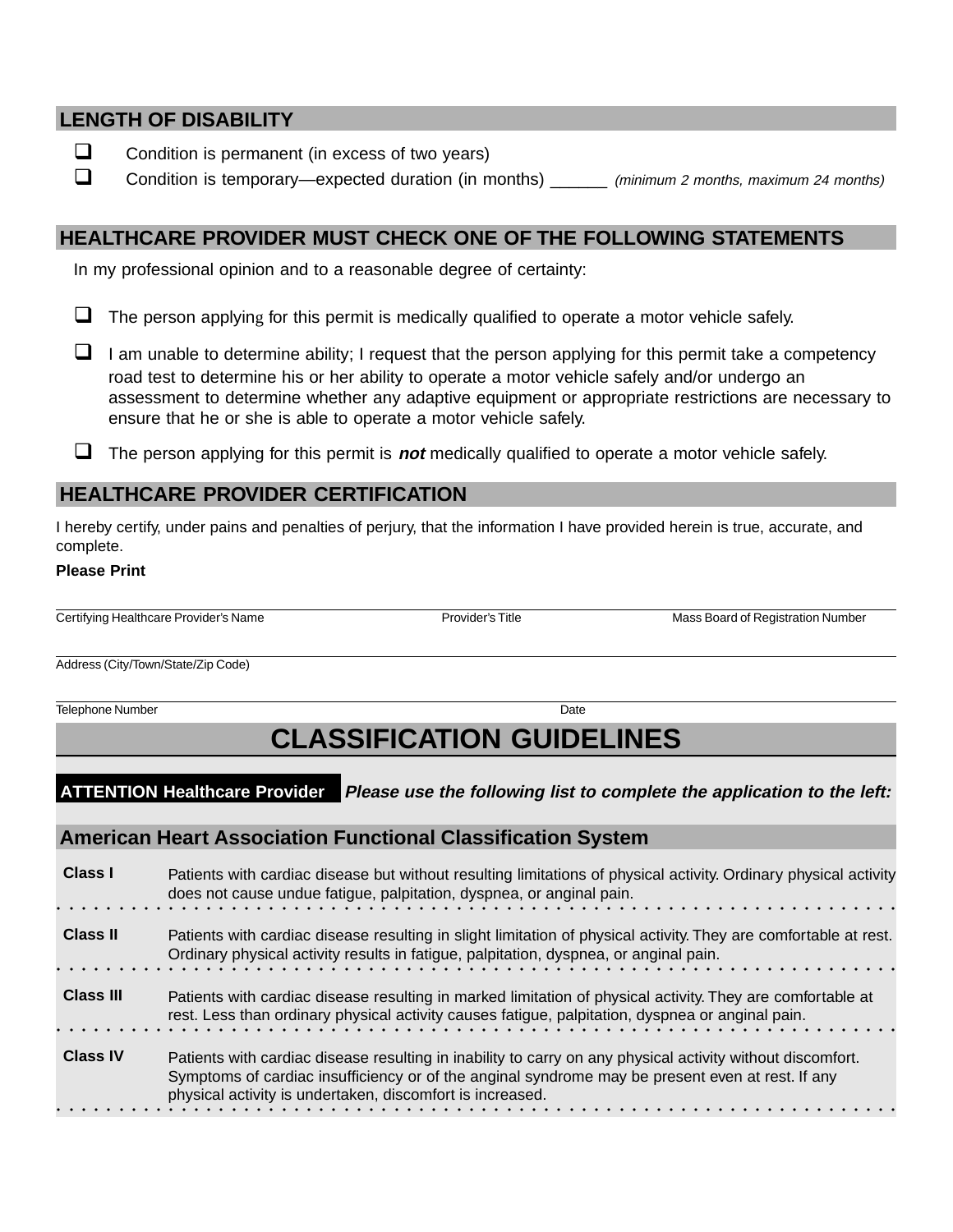## LENGTH OF DISABILITY

- ❑ Condition is permanent (in excess of two years)
- ❑ Condition is temporary—expected duration (in months) ______ *(minimum 2 months, maximum 24 months)*

## HEALTHCARE PROVIDER MUST CHECK ONE OF THE FOLLOWING STATEMENTS

In my professional opinion and to a reasonable degree of certainty:

- ❑ The person applying for this permit is medically qualified to operate a motor vehicle safely.
- ❑ I am unable to determine ability; I request that the person applying for this permit take a competency road test to determine his or her ability to operate a motor vehicle safely and/or undergo an assessment to determine whether any adaptive equipment or appropriate restrictions are necessary to ensure that he or she is able to operate a motor vehicle safely.
- ❑ The person applying for this permit is ***not*** medically qualified to operate a motor vehicle safely.

## HEALTHCARE PROVIDER CERTIFICATION

I hereby certify, under pains and penalties of perjury, that the information I have provided herein is true, accurate, and complete.

**Please Print**

______________________________________________________________________

Certifying Healthcare Provider's Name | Provider's Title | Mass Board of Registration Number

______________________________________________________________________

Address (City/Town/State/Zip Code)

______________________________________________________________________

Telephone Number | Date

# CLASSIFICATION GUIDELINES

**ATTENTION Healthcare Provider** ***Please use the following list to complete the application to the left:***

## American Heart Association Functional Classification System

| Class | Description |
|---|---|
| **Class I** | Patients with cardiac disease but without resulting limitations of physical activity. Ordinary physical activity does not cause undue fatigue, palpitation, dyspnea, or anginal pain. |
| **Class II** | Patients with cardiac disease resulting in slight limitation of physical activity. They are comfortable at rest. Ordinary physical activity results in fatigue, palpitation, dyspnea, or anginal pain. |
| **Class III** | Patients with cardiac disease resulting in marked limitation of physical activity. They are comfortable at rest. Less than ordinary physical activity causes fatigue, palpitation, dyspnea or anginal pain. |
| **Class IV** | Patients with cardiac disease resulting in inability to carry on any physical activity without discomfort. Symptoms of cardiac insufficiency or of the anginal syndrome may be present even at rest. If any physical activity is undertaken, discomfort is increased. |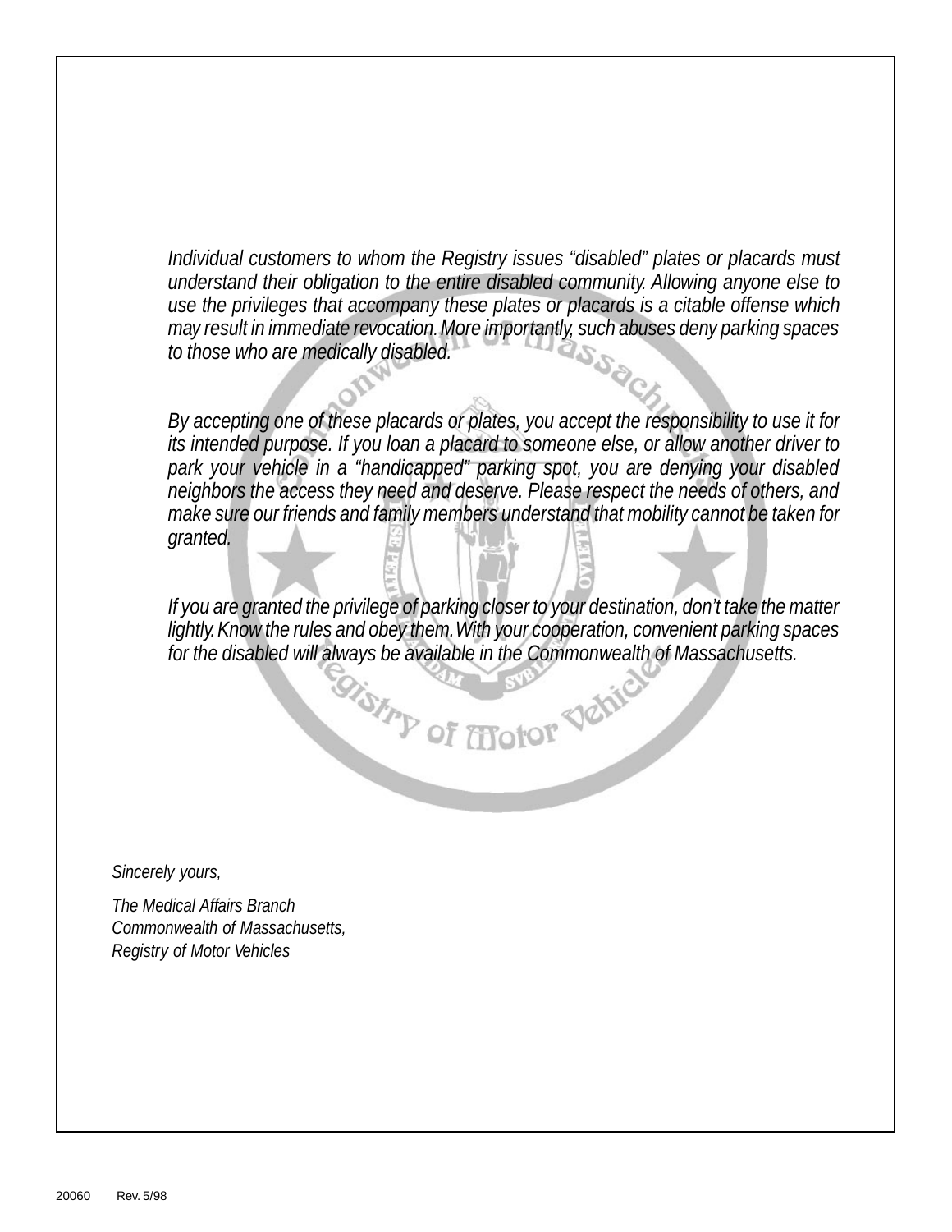*Individual customers to whom the Registry issues “disabled” plates or placards must understand their obligation to the entire disabled community. Allowing anyone else to use the privileges that accompany these plates or placards is a citable offense which may result in immediate revocation. More importantly, such abuses deny parking spaces to those who are medically disabled.*

*By accepting one of these placards or plates, you accept the responsibility to use it for its intended purpose. If you loan a placard to someone else, or allow another driver to park your vehicle in a “handicapped” parking spot, you are denying your disabled neighbors the access they need and deserve. Please respect the needs of others, and make sure our friends and family members understand that mobility cannot be taken for granted.*

*If you are granted the privilege of parking closer to your destination, don’t take the matter lightly. Know the rules and obey them. With your cooperation, convenient parking spaces for the disabled will always be available in the Commonwealth of Massachusetts.*

*Sincerely yours,*

*The Medical Affairs Branch*
*Commonwealth of Massachusetts,*
*Registry of Motor Vehicles*

20060 Rev. 5/98